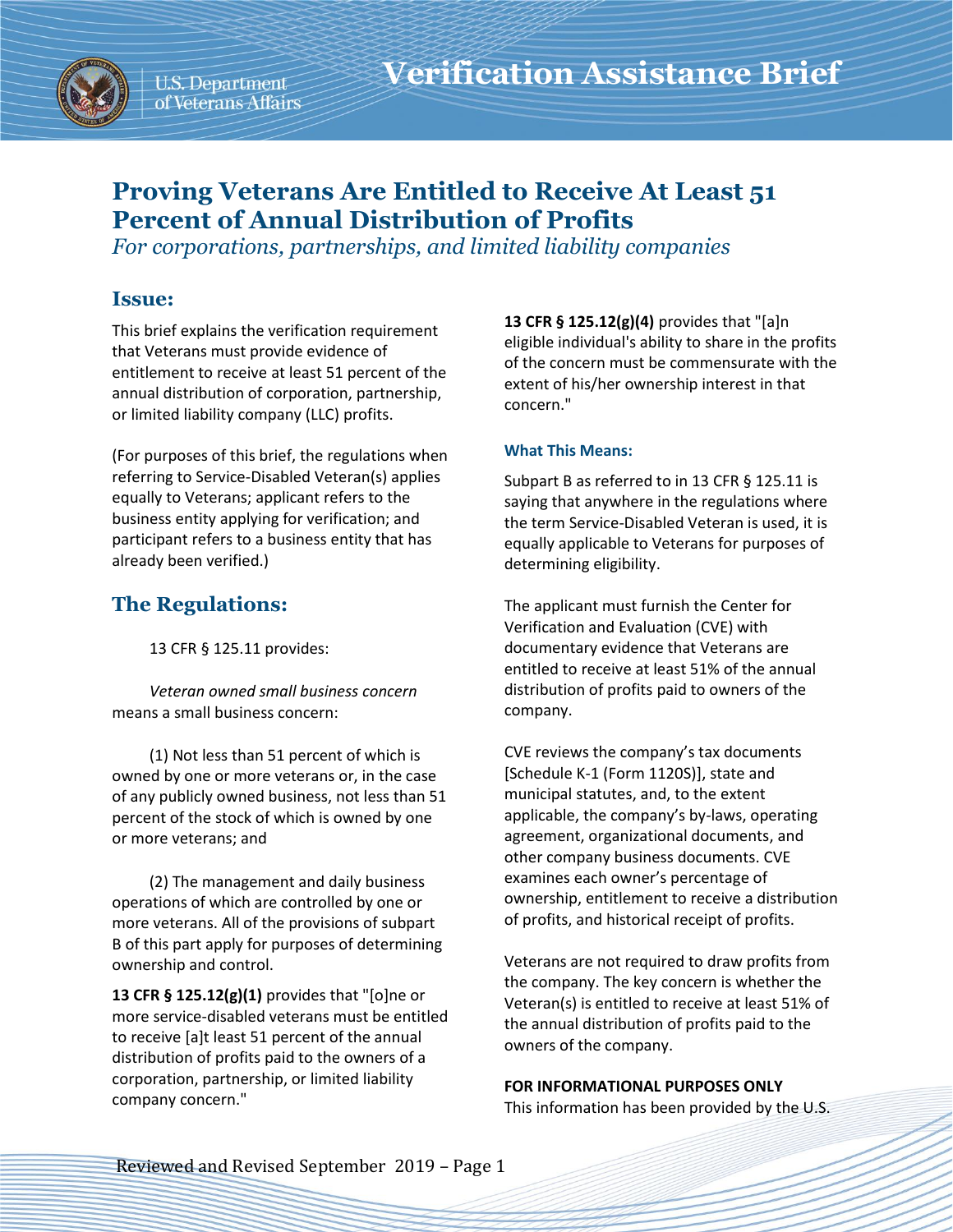# Proving Veterans Are Entitled to Receive At Least 51 Percent of Annual Distribution of Profits

*For corporations, partnerships, and limited liability companies*

## Issue:

This brief explains the verification requirement that Veterans must provide evidence of entitlement to receive at least 51 percent of the annual distribution of corporation, partnership, or limited liability company (LLC) profits.

(For purposes of this brief, the regulations when referring to Service-Disabled Veteran(s) applies equally to Veterans; applicant refers to the business entity applying for verification; and participant refers to a business entity that has already been verified.)

## The Regulations:

13 CFR § 125.11 provides:

*Veteran owned small business concern* means a small business concern:

(1) Not less than 51 percent of which is owned by one or more veterans or, in the case of any publicly owned business, not less than 51 percent of the stock of which is owned by one or more veterans; and

(2) The management and daily business operations of which are controlled by one or more veterans. All of the provisions of subpart B of this part apply for purposes of determining ownership and control.

**13 CFR § 125.12(g)(1)** provides that "[o]ne or more service-disabled veterans must be entitled to receive [a]t least 51 percent of the annual distribution of profits paid to the owners of a corporation, partnership, or limited liability company concern."

**13 CFR § 125.12(g)(4)** provides that "[a]n eligible individual's ability to share in the profits of the concern must be commensurate with the extent of his/her ownership interest in that concern."

### What This Means:

Subpart B as referred to in 13 CFR § 125.11 is saying that anywhere in the regulations where the term Service-Disabled Veteran is used, it is equally applicable to Veterans for purposes of determining eligibility.

The applicant must furnish the Center for Verification and Evaluation (CVE) with documentary evidence that Veterans are entitled to receive at least 51% of the annual distribution of profits paid to owners of the company.

CVE reviews the company's tax documents [Schedule K-1 (Form 1120S)], state and municipal statutes, and, to the extent applicable, the company's by-laws, operating agreement, organizational documents, and other company business documents. CVE examines each owner's percentage of ownership, entitlement to receive a distribution of profits, and historical receipt of profits.

Veterans are not required to draw profits from the company. The key concern is whether the Veteran(s) is entitled to receive at least 51% of the annual distribution of profits paid to the owners of the company.

**FOR INFORMATIONAL PURPOSES ONLY**

This information has been provided by the U.S.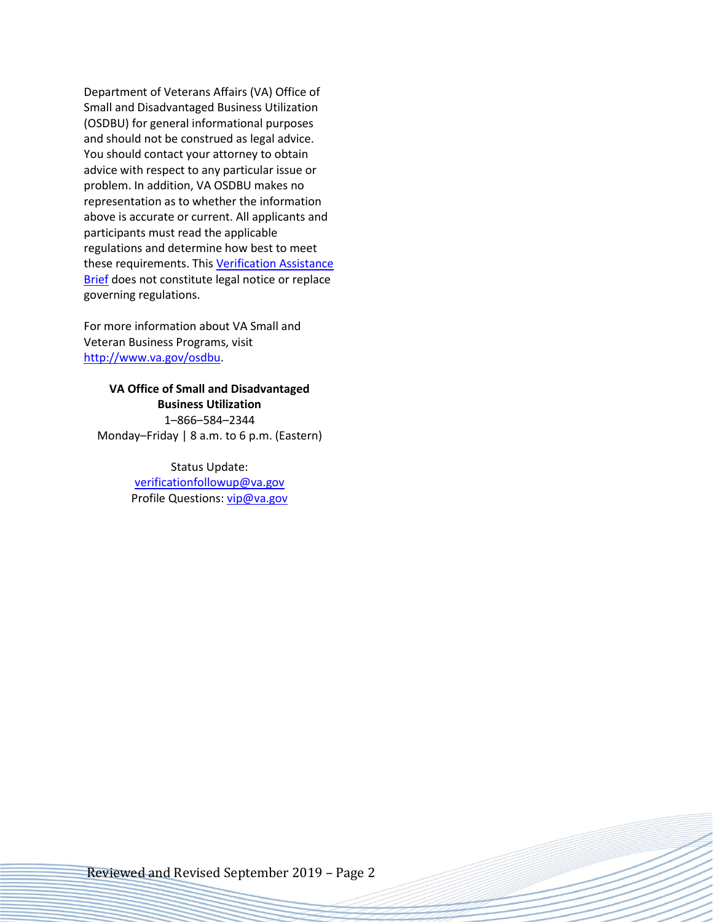Department of Veterans Affairs (VA) Office of Small and Disadvantaged Business Utilization (OSDBU) for general informational purposes and should not be construed as legal advice. You should contact your attorney to obtain advice with respect to any particular issue or problem. In addition, VA OSDBU makes no representation as to whether the information above is accurate or current. All applicants and participants must read the applicable regulations and determine how best to meet these requirements. This [Verification Assistance Brief]() does not constitute legal notice or replace governing regulations.

For more information about VA Small and Veteran Business Programs, visit [http://www.va.gov/osdbu](http://www.va.gov/osdbu).

**VA Office of Small and Disadvantaged Business Utilization**
1–866–584–2344
Monday–Friday | 8 a.m. to 6 p.m. (Eastern)

Status Update:
[verificationfollowup@va.gov](mailto:verificationfollowup@va.gov)
Profile Questions: [vip@va.gov](mailto:vip@va.gov)

Reviewed and Revised September 2019